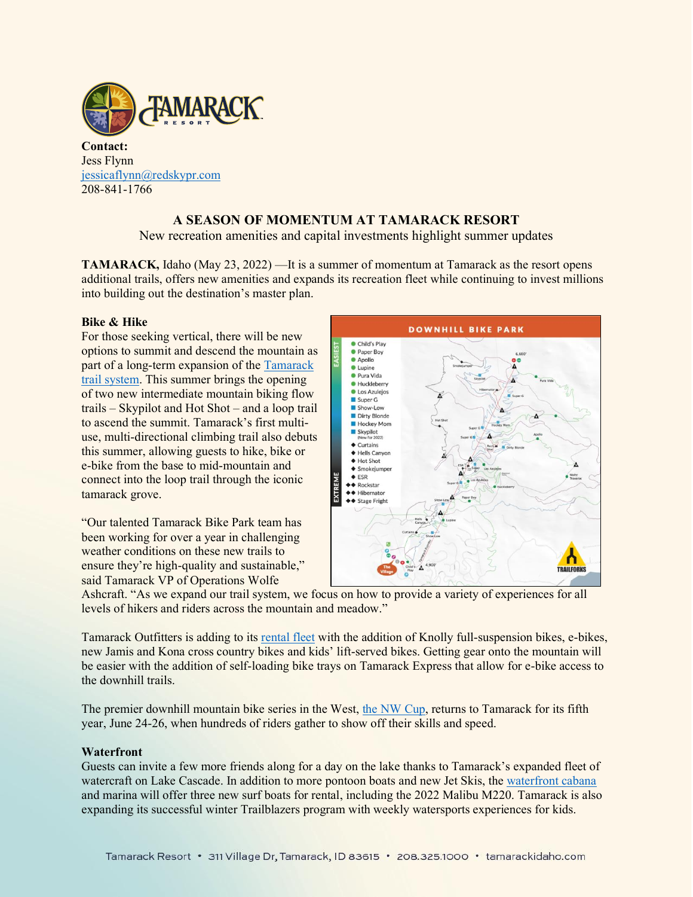**Contact:**
Jess Flynn
jessicaflynn@redskypr.com
208-841-1766

## A SEASON OF MOMENTUM AT TAMARACK RESORT

New recreation amenities and capital investments highlight summer updates

**TAMARACK,** Idaho (May 23, 2022) —It is a summer of momentum at Tamarack as the resort opens additional trails, offers new amenities and expands its recreation fleet while continuing to invest millions into building out the destination's master plan.

### Bike & Hike

For those seeking vertical, there will be new options to summit and descend the mountain as part of a long-term expansion of the Tamarack trail system. This summer brings the opening of two new intermediate mountain biking flow trails – Skypilot and Hot Shot – and a loop trail to ascend the summit. Tamarack's first multi-use, multi-directional climbing trail also debuts this summer, allowing guests to hike, bike or e-bike from the base to mid-mountain and connect into the loop trail through the iconic tamarack grove.

"Our talented Tamarack Bike Park team has been working for over a year in challenging weather conditions on these new trails to ensure they're high-quality and sustainable," said Tamarack VP of Operations Wolfe Ashcraft. "As we expand our trail system, we focus on how to provide a variety of experiences for all levels of hikers and riders across the mountain and meadow."

Tamarack Outfitters is adding to its rental fleet with the addition of Knolly full-suspension bikes, e-bikes, new Jamis and Kona cross country bikes and kids' lift-served bikes. Getting gear onto the mountain will be easier with the addition of self-loading bike trays on Tamarack Express that allow for e-bike access to the downhill trails.

The premier downhill mountain bike series in the West, the NW Cup, returns to Tamarack for its fifth year, June 24-26, when hundreds of riders gather to show off their skills and speed.

### Waterfront

Guests can invite a few more friends along for a day on the lake thanks to Tamarack's expanded fleet of watercraft on Lake Cascade. In addition to more pontoon boats and new Jet Skis, the waterfront cabana and marina will offer three new surf boats for rental, including the 2022 Malibu M220. Tamarack is also expanding its successful winter Trailblazers program with weekly watersports experiences for kids.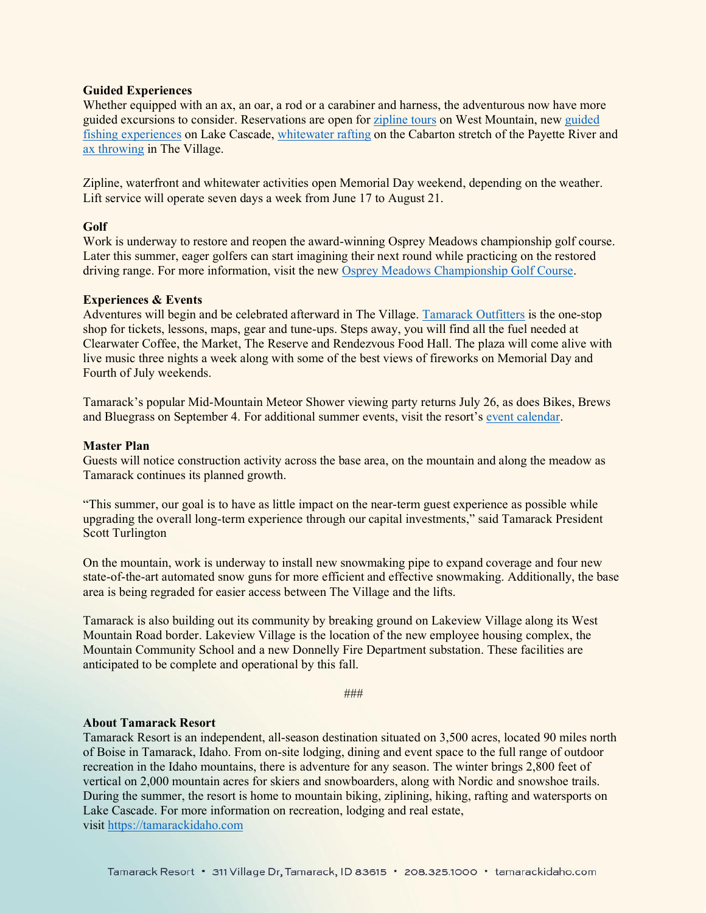**Guided Experiences**

Whether equipped with an ax, an oar, a rod or a carabiner and harness, the adventurous now have more guided excursions to consider. Reservations are open for zipline tours on West Mountain, new guided fishing experiences on Lake Cascade, whitewater rafting on the Cabarton stretch of the Payette River and ax throwing in The Village.

Zipline, waterfront and whitewater activities open Memorial Day weekend, depending on the weather. Lift service will operate seven days a week from June 17 to August 21.

**Golf**

Work is underway to restore and reopen the award-winning Osprey Meadows championship golf course. Later this summer, eager golfers can start imagining their next round while practicing on the restored driving range. For more information, visit the new Osprey Meadows Championship Golf Course.

**Experiences & Events**

Adventures will begin and be celebrated afterward in The Village. Tamarack Outfitters is the one-stop shop for tickets, lessons, maps, gear and tune-ups. Steps away, you will find all the fuel needed at Clearwater Coffee, the Market, The Reserve and Rendezvous Food Hall. The plaza will come alive with live music three nights a week along with some of the best views of fireworks on Memorial Day and Fourth of July weekends.

Tamarack's popular Mid-Mountain Meteor Shower viewing party returns July 26, as does Bikes, Brews and Bluegrass on September 4. For additional summer events, visit the resort's event calendar.

**Master Plan**

Guests will notice construction activity across the base area, on the mountain and along the meadow as Tamarack continues its planned growth.

"This summer, our goal is to have as little impact on the near-term guest experience as possible while upgrading the overall long-term experience through our capital investments," said Tamarack President Scott Turlington

On the mountain, work is underway to install new snowmaking pipe to expand coverage and four new state-of-the-art automated snow guns for more efficient and effective snowmaking. Additionally, the base area is being regraded for easier access between The Village and the lifts.

Tamarack is also building out its community by breaking ground on Lakeview Village along its West Mountain Road border. Lakeview Village is the location of the new employee housing complex, the Mountain Community School and a new Donnelly Fire Department substation. These facilities are anticipated to be complete and operational by this fall.

###

**About Tamarack Resort**

Tamarack Resort is an independent, all-season destination situated on 3,500 acres, located 90 miles north of Boise in Tamarack, Idaho. From on-site lodging, dining and event space to the full range of outdoor recreation in the Idaho mountains, there is adventure for any season. The winter brings 2,800 feet of vertical on 2,000 mountain acres for skiers and snowboarders, along with Nordic and snowshoe trails. During the summer, the resort is home to mountain biking, ziplining, hiking, rafting and watersports on Lake Cascade. For more information on recreation, lodging and real estate, visit https://tamarackidaho.com

Tamarack Resort • 311 Village Dr, Tamarack, ID 83615 • 208.325.1000 • tamarackidaho.com